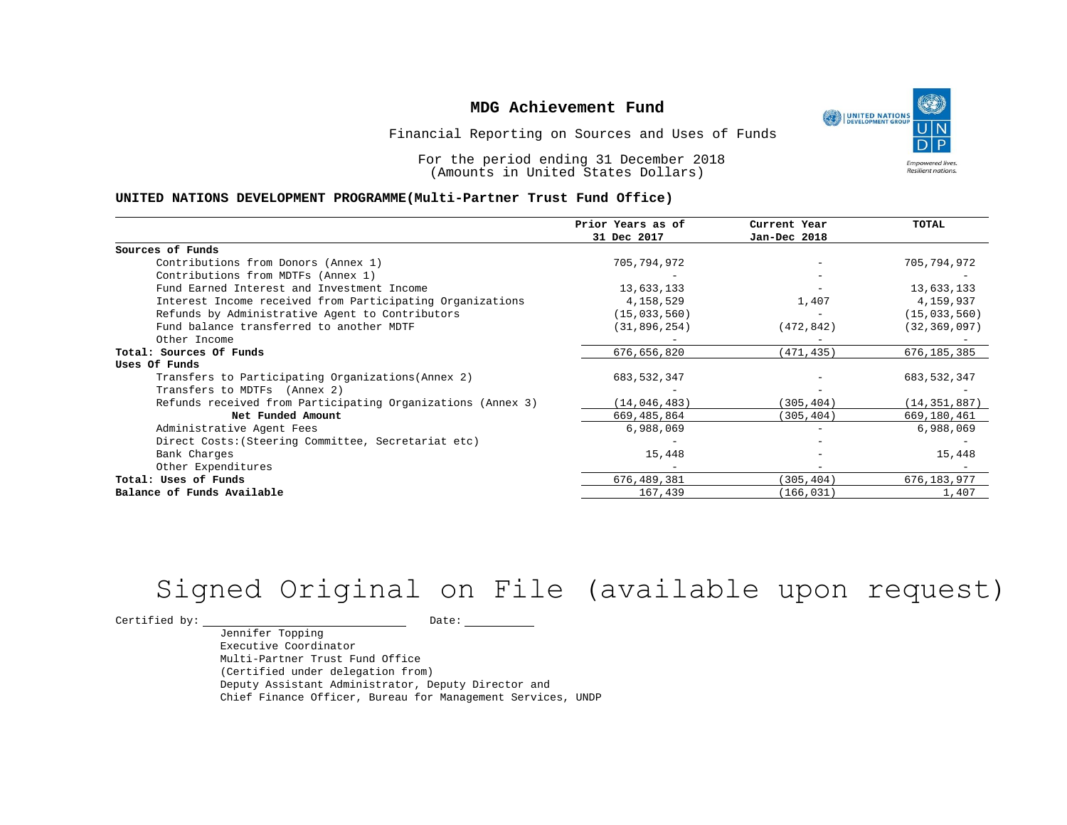# MDG Achievement Fund

Financial Reporting on Sources and Uses of Funds

For the period ending 31 December 2018
(Amounts in United States Dollars)

**UNITED NATIONS DEVELOPMENT PROGRAMME(Multi-Partner Trust Fund Office)**

| | Prior Years as of 31 Dec 2017 | Current Year Jan-Dec 2018 | TOTAL |
|---|---|---|---|
| **Sources of Funds** | | | |
| Contributions from Donors (Annex 1) | 705,794,972 | - | 705,794,972 |
| Contributions from MDTFs (Annex 1) | - | - | - |
| Fund Earned Interest and Investment Income | 13,633,133 | - | 13,633,133 |
| Interest Income received from Participating Organizations | 4,158,529 | 1,407 | 4,159,937 |
| Refunds by Administrative Agent to Contributors | (15,033,560) | - | (15,033,560) |
| Fund balance transferred to another MDTF | (31,896,254) | (472,842) | (32,369,097) |
| Other Income | - | - | - |
| **Total: Sources Of Funds** | 676,656,820 | (471,435) | 676,185,385 |
| **Uses Of Funds** | | | |
| Transfers to Participating Organizations(Annex 2) | 683,532,347 | - | 683,532,347 |
| Transfers to MDTFs (Annex 2) | - | - | - |
| Refunds received from Participating Organizations (Annex 3) | (14,046,483) | (305,404) | (14,351,887) |
| **Net Funded Amount** | 669,485,864 | (305,404) | 669,180,461 |
| Administrative Agent Fees | 6,988,069 | - | 6,988,069 |
| Direct Costs:(Steering Committee, Secretariat etc) | - | - | - |
| Bank Charges | 15,448 | - | 15,448 |
| Other Expenditures | - | - | - |
| **Total: Uses of Funds** | 676,489,381 | (305,404) | 676,183,977 |
| **Balance of Funds Available** | 167,439 | (166,031) | 1,407 |

Signed Original on File (available upon request)

Certified by: ____________________ Date: __________

Jennifer Topping
Executive Coordinator
Multi-Partner Trust Fund Office
(Certified under delegation from)
Deputy Assistant Administrator, Deputy Director and
Chief Finance Officer, Bureau for Management Services, UNDP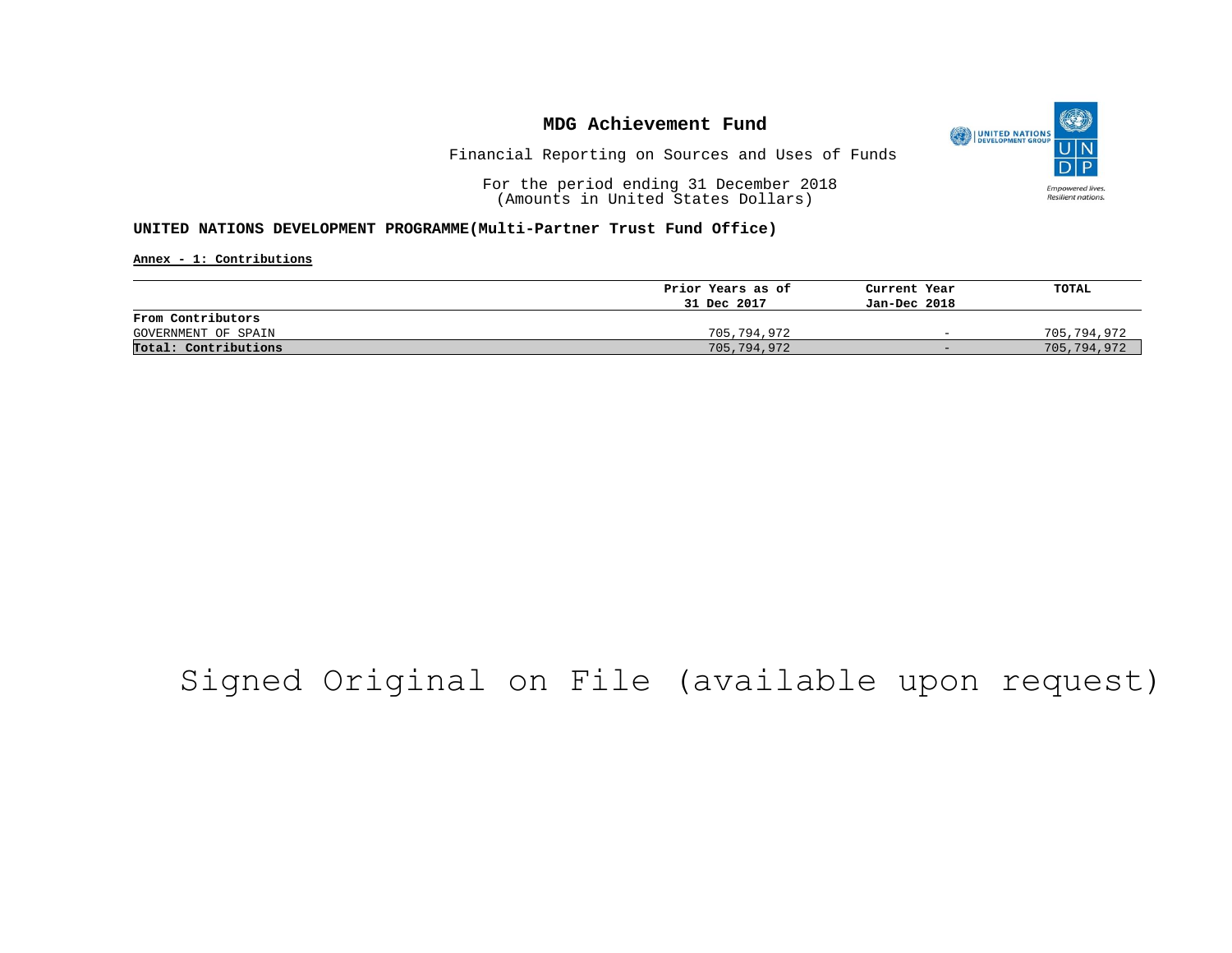# MDG Achievement Fund

Financial Reporting on Sources and Uses of Funds

For the period ending 31 December 2018
(Amounts in United States Dollars)

**UNITED NATIONS DEVELOPMENT PROGRAMME(Multi-Partner Trust Fund Office)**

**Annex - 1: Contributions**

| | Prior Years as of 31 Dec 2017 | Current Year Jan-Dec 2018 | TOTAL |
|---|---|---|---|
| **From Contributors** | | | |
| GOVERNMENT OF SPAIN | 705,794,972 | - | 705,794,972 |
| **Total: Contributions** | 705,794,972 | - | 705,794,972 |

Signed Original on File (available upon request)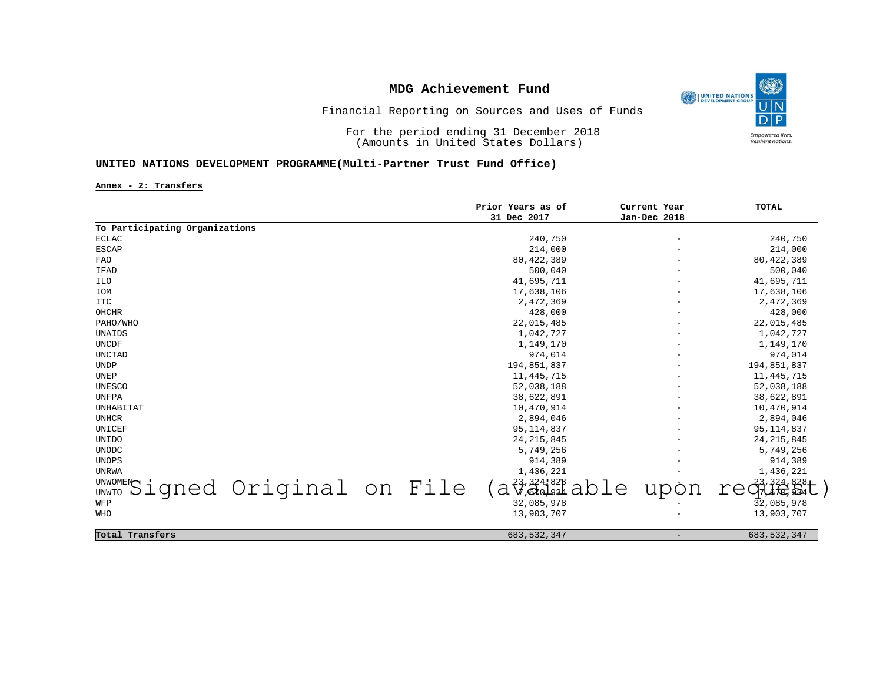# MDG Achievement Fund

Financial Reporting on Sources and Uses of Funds

For the period ending 31 December 2018
(Amounts in United States Dollars)

**UNITED NATIONS DEVELOPMENT PROGRAMME(Multi-Partner Trust Fund Office)**

**Annex - 2: Transfers**

| | Prior Years as of 31 Dec 2017 | Current Year Jan-Dec 2018 | TOTAL |
|---|---|---|---|
| **To Participating Organizations** | | | |
| ECLAC | 240,750 | - | 240,750 |
| ESCAP | 214,000 | - | 214,000 |
| FAO | 80,422,389 | - | 80,422,389 |
| IFAD | 500,040 | - | 500,040 |
| ILO | 41,695,711 | - | 41,695,711 |
| IOM | 17,638,106 | - | 17,638,106 |
| ITC | 2,472,369 | - | 2,472,369 |
| OHCHR | 428,000 | - | 428,000 |
| PAHO/WHO | 22,015,485 | - | 22,015,485 |
| UNAIDS | 1,042,727 | - | 1,042,727 |
| UNCDF | 1,149,170 | - | 1,149,170 |
| UNCTAD | 974,014 | - | 974,014 |
| UNDP | 194,851,837 | - | 194,851,837 |
| UNEP | 11,445,715 | - | 11,445,715 |
| UNESCO | 52,038,188 | - | 52,038,188 |
| UNFPA | 38,622,891 | - | 38,622,891 |
| UNHABITAT | 10,470,914 | - | 10,470,914 |
| UNHCR | 2,894,046 | - | 2,894,046 |
| UNICEF | 95,114,837 | - | 95,114,837 |
| UNIDO | 24,215,845 | - | 24,215,845 |
| UNODC | 5,749,256 | - | 5,749,256 |
| UNOPS | 914,389 | - | 914,389 |
| UNRWA | 1,436,221 | - | 1,436,221 |
| UNWOMEN | 23,324,828 | - | 23,324,828 |
| UNWTO | 7,670,934 | - | 7,670,934 |
| WFP | 32,085,978 | - | 32,085,978 |
| WHO | 13,903,707 | - | 13,903,707 |
| **Total Transfers** | 683,532,347 | - | 683,532,347 |

Signed Original on File (available upon request)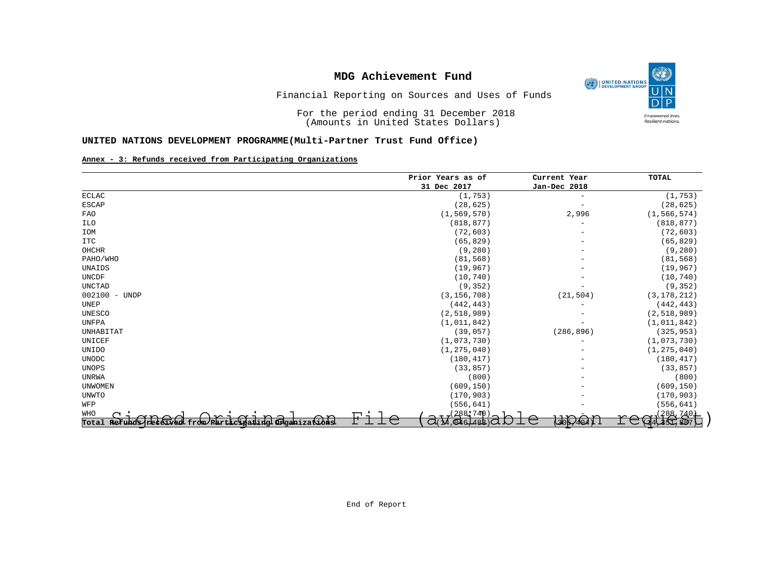# MDG Achievement Fund

Financial Reporting on Sources and Uses of Funds

For the period ending 31 December 2018
(Amounts in United States Dollars)

**UNITED NATIONS DEVELOPMENT PROGRAMME(Multi-Partner Trust Fund Office)**

**Annex - 3: Refunds received from Participating Organizations**

| | Prior Years as of 31 Dec 2017 | Current Year Jan-Dec 2018 | TOTAL |
|---|---|---|---|
| ECLAC | (1,753) | - | (1,753) |
| ESCAP | (28,625) | - | (28,625) |
| FAO | (1,569,570) | 2,996 | (1,566,574) |
| ILO | (818,877) | - | (818,877) |
| IOM | (72,603) | - | (72,603) |
| ITC | (65,829) | - | (65,829) |
| OHCHR | (9,280) | - | (9,280) |
| PAHO/WHO | (81,568) | - | (81,568) |
| UNAIDS | (19,967) | - | (19,967) |
| UNCDF | (10,740) | - | (10,740) |
| UNCTAD | (9,352) | - | (9,352) |
| 002100 - UNDP | (3,156,708) | (21,504) | (3,178,212) |
| UNEP | (442,443) | - | (442,443) |
| UNESCO | (2,518,989) | - | (2,518,989) |
| UNFPA | (1,011,842) | - | (1,011,842) |
| UNHABITAT | (39,057) | (286,896) | (325,953) |
| UNICEF | (1,073,730) | - | (1,073,730) |
| UNIDO | (1,275,040) | - | (1,275,040) |
| UNODC | (180,417) | - | (180,417) |
| UNOPS | (33,857) | - | (33,857) |
| UNRWA | (800) | - | (800) |
| UNWOMEN | (609,150) | - | (609,150) |
| UNWTO | (170,903) | - | (170,903) |
| WFP | (556,641) | - | (556,641) |
| WHO | (288,740) | - | (288,740) |
| **Total Refunds received from Participating Organizations** | **(14,046,483)** | **(305,404)** | **(14,351,887)** |

Signed Original on File (available upon request)

End of Report